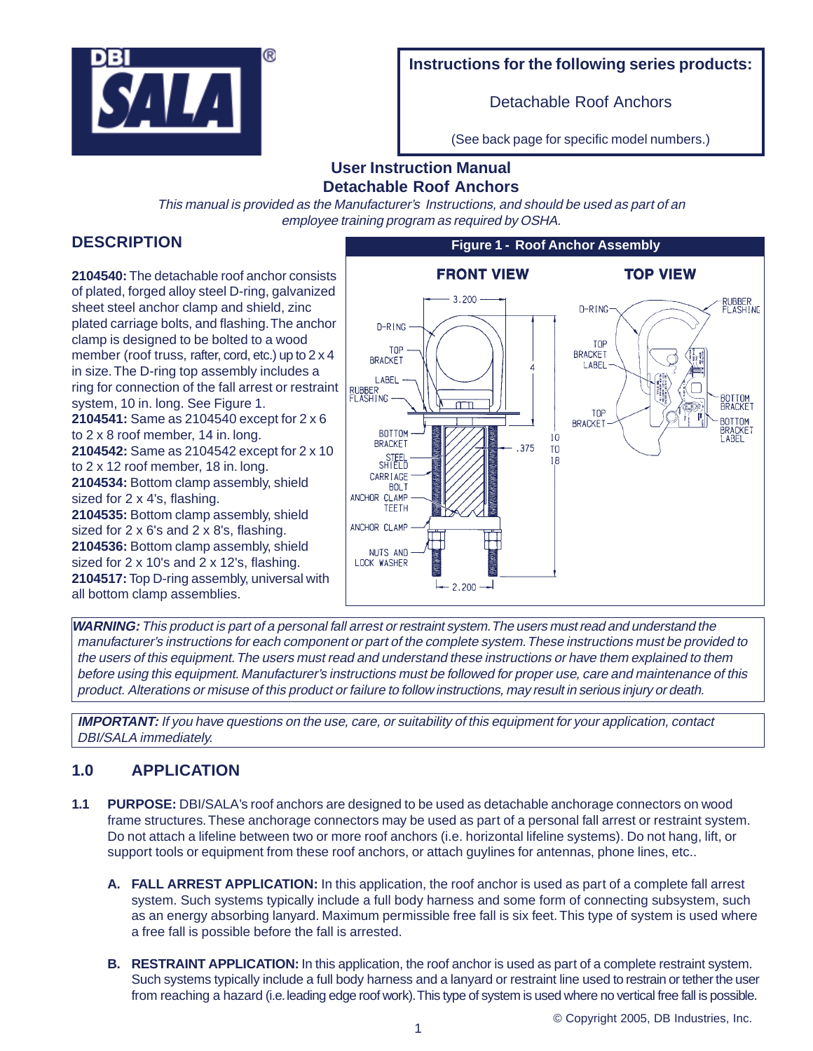**DBI SALA®**

**Instructions for the following series products:**

Detachable Roof Anchors

(See back page for specific model numbers.)

## User Instruction Manual
## Detachable Roof Anchors

*This manual is provided as the Manufacturer's Instructions, and should be used as part of an employee training program as required by OSHA.*

## DESCRIPTION

**2104540:** The detachable roof anchor consists of plated, forged alloy steel D-ring, galvanized sheet steel anchor clamp and shield, zinc plated carriage bolts, and flashing. The anchor clamp is designed to be bolted to a wood member (roof truss, rafter, cord, etc.) up to 2 x 4 in size. The D-ring top assembly includes a ring for connection of the fall arrest or restraint system, 10 in. long. See Figure 1.
**2104541:** Same as 2104540 except for 2 x 6 to 2 x 8 roof member, 14 in. long.
**2104542:** Same as 2104542 except for 2 x 10 to 2 x 12 roof member, 18 in. long.
**2104534:** Bottom clamp assembly, shield sized for 2 x 4's, flashing.
**2104535:** Bottom clamp assembly, shield sized for 2 x 6's and 2 x 8's, flashing.
**2104536:** Bottom clamp assembly, shield sized for 2 x 10's and 2 x 12's, flashing.
**2104517:** Top D-ring assembly, universal with all bottom clamp assemblies.

**Figure 1 - Roof Anchor Assembly**

FRONT VIEW: D-RING; TOP BRACKET; LABEL; RUBBER FLASHING; BOTTOM BRACKET; STEEL SHIELD; CARRIAGE BOLT; ANCHOR CLAMP TEETH; ANCHOR CLAMP; NUTS AND LOCK WASHER; 3.200; 4; 10 TO 18; .375; 2.200

TOP VIEW: D-RING; RUBBER FLASHING; TOP BRACKET LABEL; TOP BRACKET; BOTTOM BRACKET; BOTTOM BRACKET LABEL

***WARNING:*** *This product is part of a personal fall arrest or restraint system. The users must read and understand the manufacturer's instructions for each component or part of the complete system. These instructions must be provided to the users of this equipment. The users must read and understand these instructions or have them explained to them before using this equipment. Manufacturer's instructions must be followed for proper use, care and maintenance of this product. Alterations or misuse of this product or failure to follow instructions, may result in serious injury or death.*

***IMPORTANT:*** *If you have questions on the use, care, or suitability of this equipment for your application, contact DBI/SALA immediately.*

## 1.0 APPLICATION

**1.1 PURPOSE:** DBI/SALA's roof anchors are designed to be used as detachable anchorage connectors on wood frame structures. These anchorage connectors may be used as part of a personal fall arrest or restraint system. Do not attach a lifeline between two or more roof anchors (i.e. horizontal lifeline systems). Do not hang, lift, or support tools or equipment from these roof anchors, or attach guylines for antennas, phone lines, etc..

**A. FALL ARREST APPLICATION:** In this application, the roof anchor is used as part of a complete fall arrest system. Such systems typically include a full body harness and some form of connecting subsystem, such as an energy absorbing lanyard. Maximum permissible free fall is six feet. This type of system is used where a free fall is possible before the fall is arrested.

**B. RESTRAINT APPLICATION:** In this application, the roof anchor is used as part of a complete restraint system. Such systems typically include a full body harness and a lanyard or restraint line used to restrain or tether the user from reaching a hazard (i.e. leading edge roof work). This type of system is used where no vertical free fall is possible.

© Copyright 2005, DB Industries, Inc.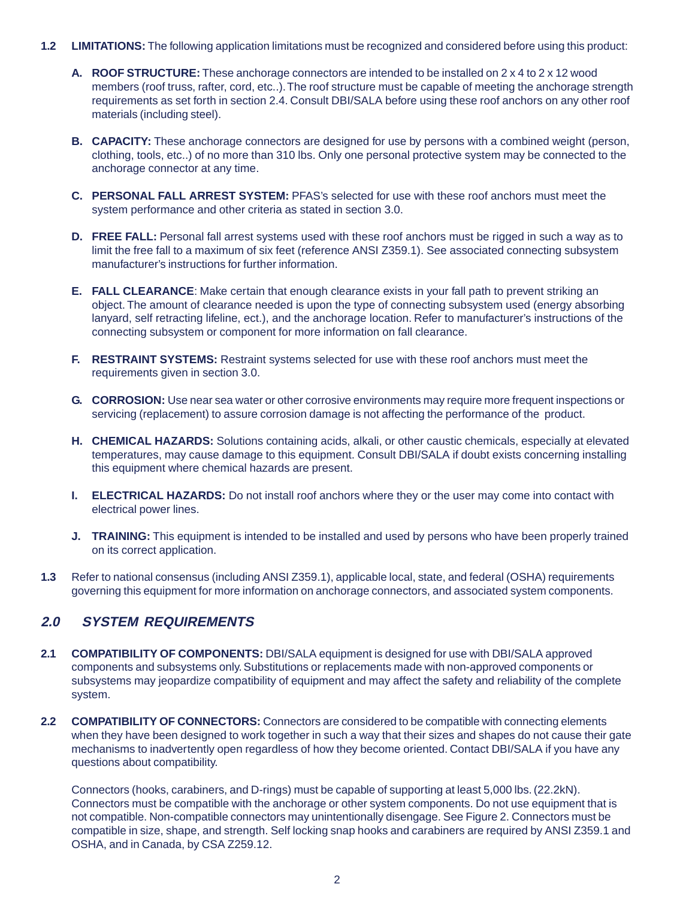**1.2 LIMITATIONS:** The following application limitations must be recognized and considered before using this product:

**A. ROOF STRUCTURE:** These anchorage connectors are intended to be installed on 2 x 4 to 2 x 12 wood members (roof truss, rafter, cord, etc..). The roof structure must be capable of meeting the anchorage strength requirements as set forth in section 2.4. Consult DBI/SALA before using these roof anchors on any other roof materials (including steel).

**B. CAPACITY:** These anchorage connectors are designed for use by persons with a combined weight (person, clothing, tools, etc..) of no more than 310 lbs. Only one personal protective system may be connected to the anchorage connector at any time.

**C. PERSONAL FALL ARREST SYSTEM:** PFAS's selected for use with these roof anchors must meet the system performance and other criteria as stated in section 3.0.

**D. FREE FALL:** Personal fall arrest systems used with these roof anchors must be rigged in such a way as to limit the free fall to a maximum of six feet (reference ANSI Z359.1). See associated connecting subsystem manufacturer's instructions for further information.

**E. FALL CLEARANCE**: Make certain that enough clearance exists in your fall path to prevent striking an object. The amount of clearance needed is upon the type of connecting subsystem used (energy absorbing lanyard, self retracting lifeline, ect.), and the anchorage location. Refer to manufacturer's instructions of the connecting subsystem or component for more information on fall clearance.

**F. RESTRAINT SYSTEMS:** Restraint systems selected for use with these roof anchors must meet the requirements given in section 3.0.

**G. CORROSION:** Use near sea water or other corrosive environments may require more frequent inspections or servicing (replacement) to assure corrosion damage is not affecting the performance of the product.

**H. CHEMICAL HAZARDS:** Solutions containing acids, alkali, or other caustic chemicals, especially at elevated temperatures, may cause damage to this equipment. Consult DBI/SALA if doubt exists concerning installing this equipment where chemical hazards are present.

**I. ELECTRICAL HAZARDS:** Do not install roof anchors where they or the user may come into contact with electrical power lines.

**J. TRAINING:** This equipment is intended to be installed and used by persons who have been properly trained on its correct application.

**1.3** Refer to national consensus (including ANSI Z359.1), applicable local, state, and federal (OSHA) requirements governing this equipment for more information on anchorage connectors, and associated system components.

## *2.0 SYSTEM REQUIREMENTS*

**2.1 COMPATIBILITY OF COMPONENTS:** DBI/SALA equipment is designed for use with DBI/SALA approved components and subsystems only. Substitutions or replacements made with non-approved components or subsystems may jeopardize compatibility of equipment and may affect the safety and reliability of the complete system.

**2.2 COMPATIBILITY OF CONNECTORS:** Connectors are considered to be compatible with connecting elements when they have been designed to work together in such a way that their sizes and shapes do not cause their gate mechanisms to inadvertently open regardless of how they become oriented. Contact DBI/SALA if you have any questions about compatibility.

Connectors (hooks, carabiners, and D-rings) must be capable of supporting at least 5,000 lbs. (22.2kN). Connectors must be compatible with the anchorage or other system components. Do not use equipment that is not compatible. Non-compatible connectors may unintentionally disengage. See Figure 2. Connectors must be compatible in size, shape, and strength. Self locking snap hooks and carabiners are required by ANSI Z359.1 and OSHA, and in Canada, by CSA Z259.12.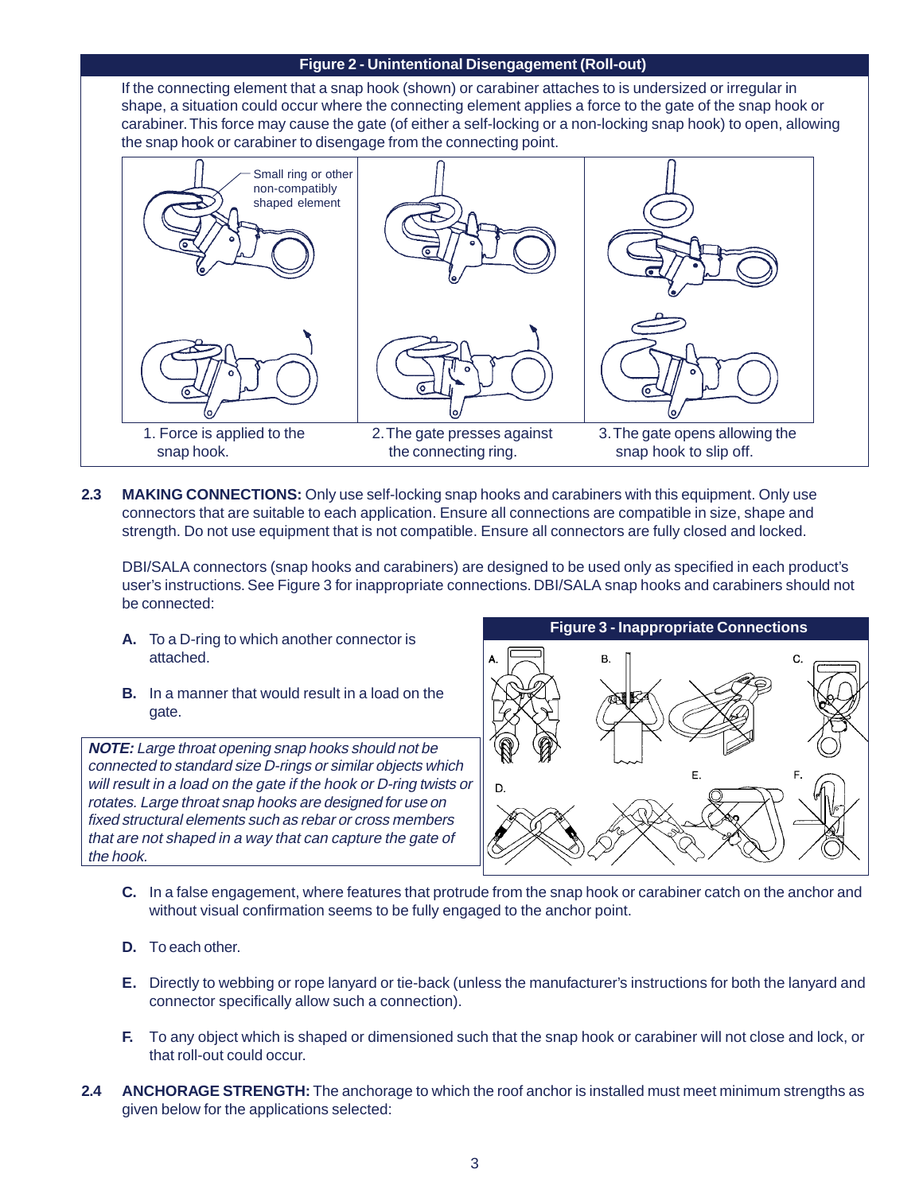**Figure 2 - Unintentional Disengagement (Roll-out)**

If the connecting element that a snap hook (shown) or carabiner attaches to is undersized or irregular in shape, a situation could occur where the connecting element applies a force to the gate of the snap hook or carabiner. This force may cause the gate (of either a self-locking or a non-locking snap hook) to open, allowing the snap hook or carabiner to disengage from the connecting point.

Small ring or other non-compatibly shaped element

1. Force is applied to the snap hook.
2. The gate presses against the connecting ring.
3. The gate opens allowing the snap hook to slip off.

**2.3 MAKING CONNECTIONS:** Only use self-locking snap hooks and carabiners with this equipment. Only use connectors that are suitable to each application. Ensure all connections are compatible in size, shape and strength. Do not use equipment that is not compatible. Ensure all connectors are fully closed and locked.

DBI/SALA connectors (snap hooks and carabiners) are designed to be used only as specified in each product's user's instructions. See Figure 3 for inappropriate connections. DBI/SALA snap hooks and carabiners should not be connected:

**A.** To a D-ring to which another connector is attached.

**B.** In a manner that would result in a load on the gate.

***NOTE:*** *Large throat opening snap hooks should not be connected to standard size D-rings or similar objects which will result in a load on the gate if the hook or D-ring twists or rotates. Large throat snap hooks are designed for use on fixed structural elements such as rebar or cross members that are not shaped in a way that can capture the gate of the hook.*

**Figure 3 - Inappropriate Connections**

**C.** In a false engagement, where features that protrude from the snap hook or carabiner catch on the anchor and without visual confirmation seems to be fully engaged to the anchor point.

**D.** To each other.

**E.** Directly to webbing or rope lanyard or tie-back (unless the manufacturer's instructions for both the lanyard and connector specifically allow such a connection).

**F.** To any object which is shaped or dimensioned such that the snap hook or carabiner will not close and lock, or that roll-out could occur.

**2.4 ANCHORAGE STRENGTH:** The anchorage to which the roof anchor is installed must meet minimum strengths as given below for the applications selected: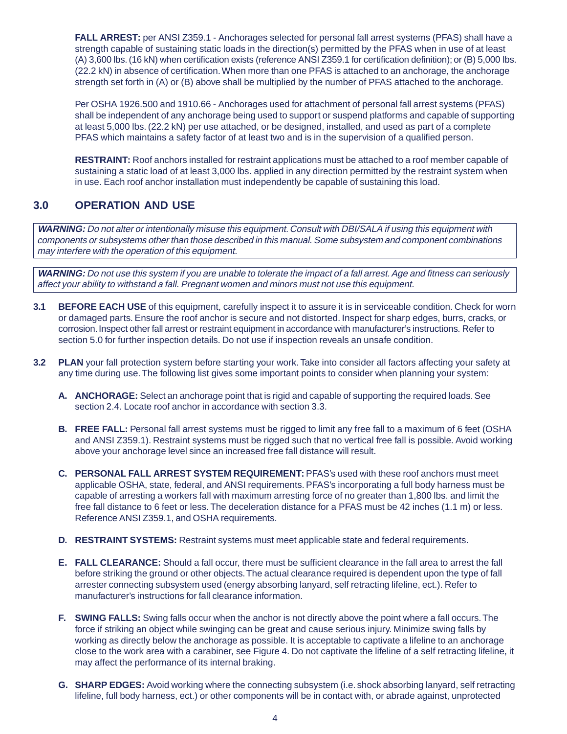**FALL ARREST:** per ANSI Z359.1 - Anchorages selected for personal fall arrest systems (PFAS) shall have a strength capable of sustaining static loads in the direction(s) permitted by the PFAS when in use of at least (A) 3,600 lbs. (16 kN) when certification exists (reference ANSI Z359.1 for certification definition); or (B) 5,000 lbs. (22.2 kN) in absence of certification. When more than one PFAS is attached to an anchorage, the anchorage strength set forth in (A) or (B) above shall be multiplied by the number of PFAS attached to the anchorage.

Per OSHA 1926.500 and 1910.66 - Anchorages used for attachment of personal fall arrest systems (PFAS) shall be independent of any anchorage being used to support or suspend platforms and capable of supporting at least 5,000 lbs. (22.2 kN) per use attached, or be designed, installed, and used as part of a complete PFAS which maintains a safety factor of at least two and is in the supervision of a qualified person.

**RESTRAINT:** Roof anchors installed for restraint applications must be attached to a roof member capable of sustaining a static load of at least 3,000 lbs. applied in any direction permitted by the restraint system when in use. Each roof anchor installation must independently be capable of sustaining this load.

## 3.0 OPERATION AND USE

***WARNING:*** *Do not alter or intentionally misuse this equipment. Consult with DBI/SALA if using this equipment with components or subsystems other than those described in this manual. Some subsystem and component combinations may interfere with the operation of this equipment.*

***WARNING:*** *Do not use this system if you are unable to tolerate the impact of a fall arrest. Age and fitness can seriously affect your ability to withstand a fall. Pregnant women and minors must not use this equipment.*

**3.1 BEFORE EACH USE** of this equipment, carefully inspect it to assure it is in serviceable condition. Check for worn or damaged parts. Ensure the roof anchor is secure and not distorted. Inspect for sharp edges, burrs, cracks, or corrosion. Inspect other fall arrest or restraint equipment in accordance with manufacturer's instructions. Refer to section 5.0 for further inspection details. Do not use if inspection reveals an unsafe condition.

**3.2 PLAN** your fall protection system before starting your work. Take into consider all factors affecting your safety at any time during use. The following list gives some important points to consider when planning your system:

**A. ANCHORAGE:** Select an anchorage point that is rigid and capable of supporting the required loads. See section 2.4. Locate roof anchor in accordance with section 3.3.

**B. FREE FALL:** Personal fall arrest systems must be rigged to limit any free fall to a maximum of 6 feet (OSHA and ANSI Z359.1). Restraint systems must be rigged such that no vertical free fall is possible. Avoid working above your anchorage level since an increased free fall distance will result.

**C. PERSONAL FALL ARREST SYSTEM REQUIREMENT:** PFAS's used with these roof anchors must meet applicable OSHA, state, federal, and ANSI requirements. PFAS's incorporating a full body harness must be capable of arresting a workers fall with maximum arresting force of no greater than 1,800 lbs. and limit the free fall distance to 6 feet or less. The deceleration distance for a PFAS must be 42 inches (1.1 m) or less. Reference ANSI Z359.1, and OSHA requirements.

**D. RESTRAINT SYSTEMS:** Restraint systems must meet applicable state and federal requirements.

**E. FALL CLEARANCE:** Should a fall occur, there must be sufficient clearance in the fall area to arrest the fall before striking the ground or other objects. The actual clearance required is dependent upon the type of fall arrester connecting subsystem used (energy absorbing lanyard, self retracting lifeline, ect.). Refer to manufacturer's instructions for fall clearance information.

**F. SWING FALLS:** Swing falls occur when the anchor is not directly above the point where a fall occurs. The force if striking an object while swinging can be great and cause serious injury. Minimize swing falls by working as directly below the anchorage as possible. It is acceptable to captivate a lifeline to an anchorage close to the work area with a carabiner, see Figure 4. Do not captivate the lifeline of a self retracting lifeline, it may affect the performance of its internal braking.

**G. SHARP EDGES:** Avoid working where the connecting subsystem (i.e. shock absorbing lanyard, self retracting lifeline, full body harness, ect.) or other components will be in contact with, or abrade against, unprotected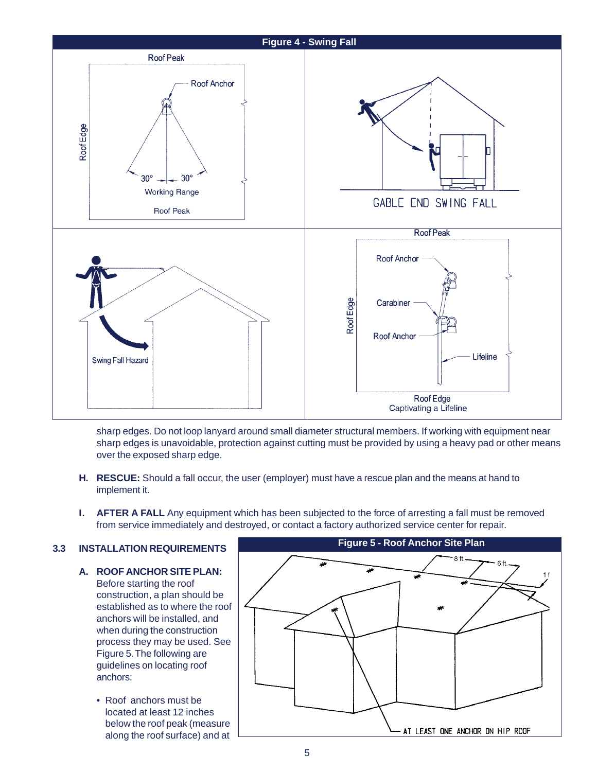**Figure 4 - Swing Fall**

Roof Peak

Roof Anchor

Roof Edge

30° 30°

Working Range

Roof Peak

GABLE END SWING FALL

Swing Fall Hazard

Roof Peak

Roof Anchor

Carabiner

Roof Anchor

Roof Edge

Lifeline

Roof Edge

Captivating a Lifeline

sharp edges. Do not loop lanyard around small diameter structural members. If working with equipment near sharp edges is unavoidable, protection against cutting must be provided by using a heavy pad or other means over the exposed sharp edge.

**H. RESCUE:** Should a fall occur, the user (employer) must have a rescue plan and the means at hand to implement it.

**I. AFTER A FALL** Any equipment which has been subjected to the force of arresting a fall must be removed from service immediately and destroyed, or contact a factory authorized service center for repair.

## 3.3 INSTALLATION REQUIREMENTS

**A. ROOF ANCHOR SITE PLAN:** Before starting the roof construction, a plan should be established as to where the roof anchors will be installed, and when during the construction process they may be used. See Figure 5. The following are guidelines on locating roof anchors:

- Roof anchors must be located at least 12 inches below the roof peak (measure along the roof surface) and at

**Figure 5 - Roof Anchor Site Plan**

8 ft. 6 ft. 1 f

AT LEAST ONE ANCHOR ON HIP ROOF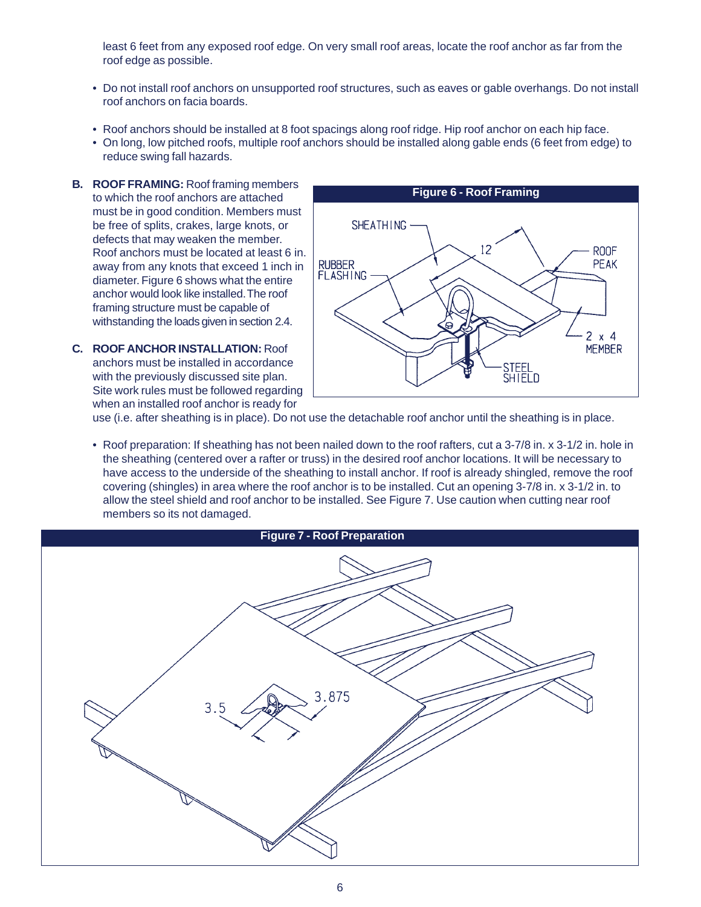least 6 feet from any exposed roof edge. On very small roof areas, locate the roof anchor as far from the roof edge as possible.

- Do not install roof anchors on unsupported roof structures, such as eaves or gable overhangs. Do not install roof anchors on facia boards.
- Roof anchors should be installed at 8 foot spacings along roof ridge. Hip roof anchor on each hip face.
- On long, low pitched roofs, multiple roof anchors should be installed along gable ends (6 feet from edge) to reduce swing fall hazards.

**B. ROOF FRAMING:** Roof framing members to which the roof anchors are attached must be in good condition. Members must be free of splits, crakes, large knots, or defects that may weaken the member. Roof anchors must be located at least 6 in. away from any knots that exceed 1 inch in diameter. Figure 6 shows what the entire anchor would look like installed. The roof framing structure must be capable of withstanding the loads given in section 2.4.

**Figure 6 - Roof Framing**

**C. ROOF ANCHOR INSTALLATION:** Roof anchors must be installed in accordance with the previously discussed site plan. Site work rules must be followed regarding when an installed roof anchor is ready for use (i.e. after sheathing is in place). Do not use the detachable roof anchor until the sheathing is in place.

- Roof preparation: If sheathing has not been nailed down to the roof rafters, cut a 3-7/8 in. x 3-1/2 in. hole in the sheathing (centered over a rafter or truss) in the desired roof anchor locations. It will be necessary to have access to the underside of the sheathing to install anchor. If roof is already shingled, remove the roof covering (shingles) in area where the roof anchor is to be installed. Cut an opening 3-7/8 in. x 3-1/2 in. to allow the steel shield and roof anchor to be installed. See Figure 7. Use caution when cutting near roof members so its not damaged.

**Figure 7 - Roof Preparation**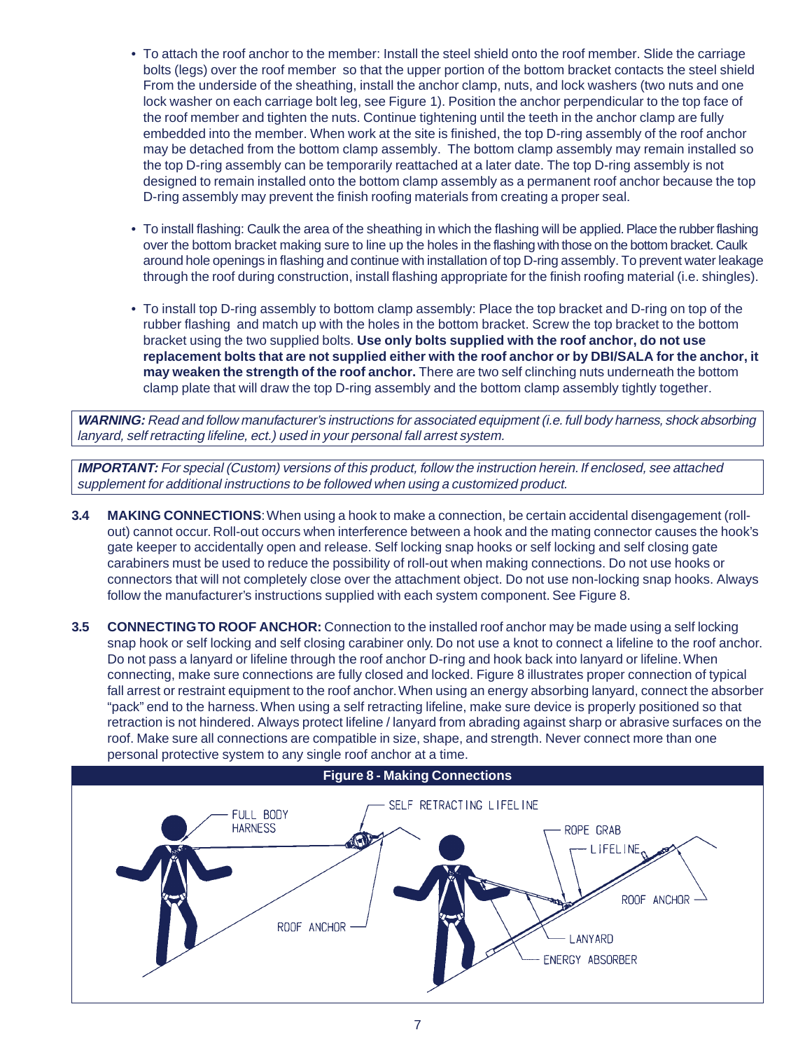- To attach the roof anchor to the member: Install the steel shield onto the roof member. Slide the carriage bolts (legs) over the roof member so that the upper portion of the bottom bracket contacts the steel shield From the underside of the sheathing, install the anchor clamp, nuts, and lock washers (two nuts and one lock washer on each carriage bolt leg, see Figure 1). Position the anchor perpendicular to the top face of the roof member and tighten the nuts. Continue tightening until the teeth in the anchor clamp are fully embedded into the member. When work at the site is finished, the top D-ring assembly of the roof anchor may be detached from the bottom clamp assembly. The bottom clamp assembly may remain installed so the top D-ring assembly can be temporarily reattached at a later date. The top D-ring assembly is not designed to remain installed onto the bottom clamp assembly as a permanent roof anchor because the top D-ring assembly may prevent the finish roofing materials from creating a proper seal.

- To install flashing: Caulk the area of the sheathing in which the flashing will be applied. Place the rubber flashing over the bottom bracket making sure to line up the holes in the flashing with those on the bottom bracket. Caulk around hole openings in flashing and continue with installation of top D-ring assembly. To prevent water leakage through the roof during construction, install flashing appropriate for the finish roofing material (i.e. shingles).

- To install top D-ring assembly to bottom clamp assembly: Place the top bracket and D-ring on top of the rubber flashing and match up with the holes in the bottom bracket. Screw the top bracket to the bottom bracket using the two supplied bolts. **Use only bolts supplied with the roof anchor, do not use replacement bolts that are not supplied either with the roof anchor or by DBI/SALA for the anchor, it may weaken the strength of the roof anchor.** There are two self clinching nuts underneath the bottom clamp plate that will draw the top D-ring assembly and the bottom clamp assembly tightly together.

***WARNING:*** *Read and follow manufacturer's instructions for associated equipment (i.e. full body harness, shock absorbing lanyard, self retracting lifeline, ect.) used in your personal fall arrest system.*

***IMPORTANT:*** *For special (Custom) versions of this product, follow the instruction herein. If enclosed, see attached supplement for additional instructions to be followed when using a customized product.*

**3.4 MAKING CONNECTIONS**: When using a hook to make a connection, be certain accidental disengagement (roll-out) cannot occur. Roll-out occurs when interference between a hook and the mating connector causes the hook's gate keeper to accidentally open and release. Self locking snap hooks or self locking and self closing gate carabiners must be used to reduce the possibility of roll-out when making connections. Do not use hooks or connectors that will not completely close over the attachment object. Do not use non-locking snap hooks. Always follow the manufacturer's instructions supplied with each system component. See Figure 8.

**3.5 CONNECTING TO ROOF ANCHOR:** Connection to the installed roof anchor may be made using a self locking snap hook or self locking and self closing carabiner only. Do not use a knot to connect a lifeline to the roof anchor. Do not pass a lanyard or lifeline through the roof anchor D-ring and hook back into lanyard or lifeline. When connecting, make sure connections are fully closed and locked. Figure 8 illustrates proper connection of typical fall arrest or restraint equipment to the roof anchor. When using an energy absorbing lanyard, connect the absorber "pack" end to the harness. When using a self retracting lifeline, make sure device is properly positioned so that retraction is not hindered. Always protect lifeline / lanyard from abrading against sharp or abrasive surfaces on the roof. Make sure all connections are compatible in size, shape, and strength. Never connect more than one personal protective system to any single roof anchor at a time.

**Figure 8 - Making Connections**

FULL BODY HARNESS, SELF RETRACTING LIFELINE, ROOF ANCHOR, ROPE GRAB, LIFELINE, ROOF ANCHOR, LANYARD, ENERGY ABSORBER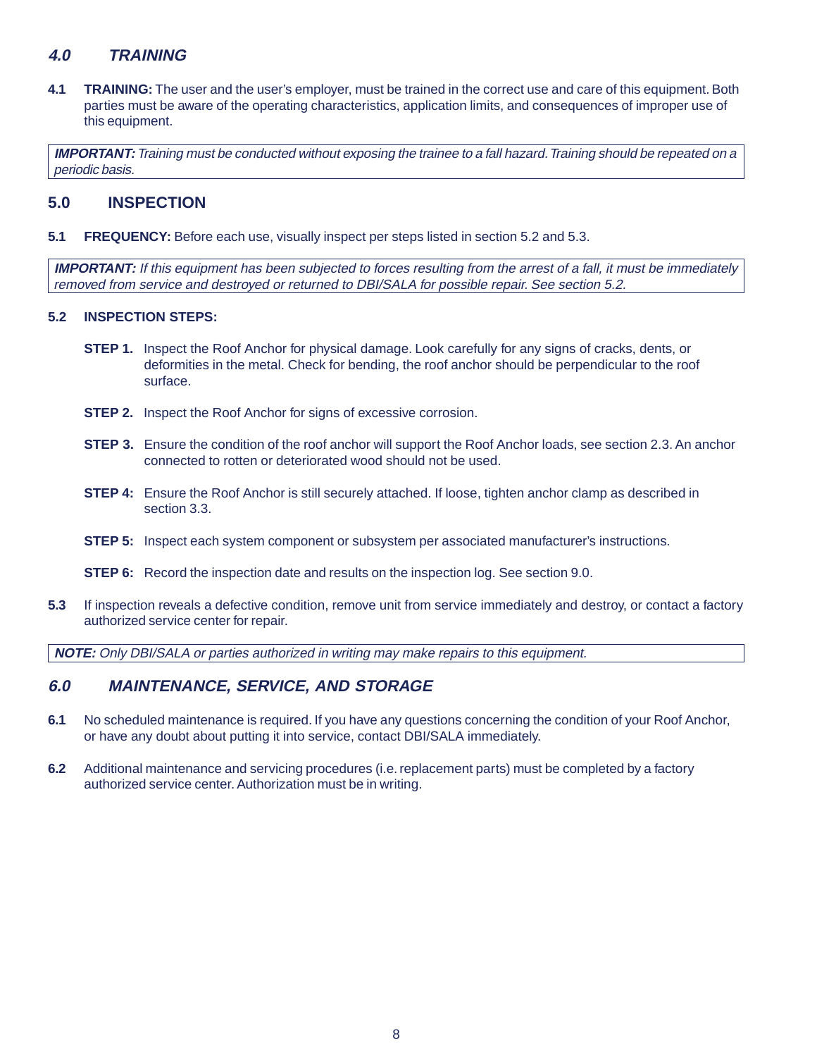## *4.0 TRAINING*

**4.1 TRAINING:** The user and the user's employer, must be trained in the correct use and care of this equipment. Both parties must be aware of the operating characteristics, application limits, and consequences of improper use of this equipment.

> ***IMPORTANT:*** *Training must be conducted without exposing the trainee to a fall hazard. Training should be repeated on a periodic basis.*

## 5.0 INSPECTION

**5.1 FREQUENCY:** Before each use, visually inspect per steps listed in section 5.2 and 5.3.

> ***IMPORTANT:*** *If this equipment has been subjected to forces resulting from the arrest of a fall, it must be immediately removed from service and destroyed or returned to DBI/SALA for possible repair. See section 5.2.*

**5.2 INSPECTION STEPS:**

- **STEP 1.** Inspect the Roof Anchor for physical damage. Look carefully for any signs of cracks, dents, or deformities in the metal. Check for bending, the roof anchor should be perpendicular to the roof surface.
- **STEP 2.** Inspect the Roof Anchor for signs of excessive corrosion.
- **STEP 3.** Ensure the condition of the roof anchor will support the Roof Anchor loads, see section 2.3. An anchor connected to rotten or deteriorated wood should not be used.
- **STEP 4:** Ensure the Roof Anchor is still securely attached. If loose, tighten anchor clamp as described in section 3.3.
- **STEP 5:** Inspect each system component or subsystem per associated manufacturer's instructions.
- **STEP 6:** Record the inspection date and results on the inspection log. See section 9.0.

**5.3** If inspection reveals a defective condition, remove unit from service immediately and destroy, or contact a factory authorized service center for repair.

> ***NOTE:*** *Only DBI/SALA or parties authorized in writing may make repairs to this equipment.*

## *6.0 MAINTENANCE, SERVICE, AND STORAGE*

**6.1** No scheduled maintenance is required. If you have any questions concerning the condition of your Roof Anchor, or have any doubt about putting it into service, contact DBI/SALA immediately.

**6.2** Additional maintenance and servicing procedures (i.e. replacement parts) must be completed by a factory authorized service center. Authorization must be in writing.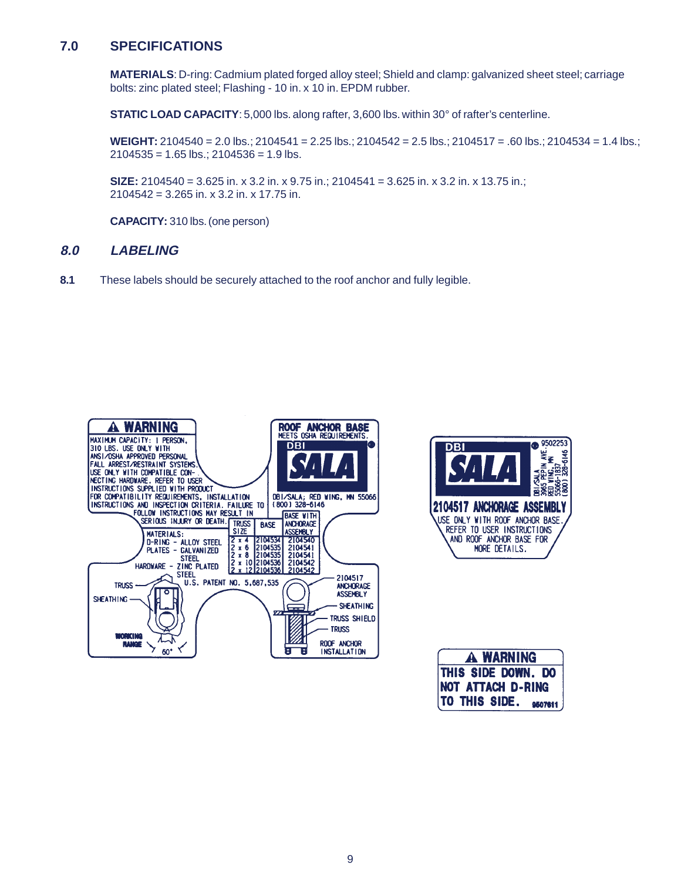## 7.0 SPECIFICATIONS

**MATERIALS**: D-ring: Cadmium plated forged alloy steel; Shield and clamp: galvanized sheet steel; carriage bolts: zinc plated steel; Flashing - 10 in. x 10 in. EPDM rubber.

**STATIC LOAD CAPACITY**: 5,000 lbs. along rafter, 3,600 lbs. within 30° of rafter's centerline.

**WEIGHT:** 2104540 = 2.0 lbs.; 2104541 = 2.25 lbs.; 2104542 = 2.5 lbs.; 2104517 = .60 lbs.; 2104534 = 1.4 lbs.; 2104535 = 1.65 lbs.; 2104536 = 1.9 lbs.

**SIZE:** 2104540 = 3.625 in. x 3.2 in. x 9.75 in.; 2104541 = 3.625 in. x 3.2 in. x 13.75 in.; 2104542 = 3.265 in. x 3.2 in. x 17.75 in.

**CAPACITY:** 310 lbs. (one person)

## *8.0 LABELING*

**8.1** These labels should be securely attached to the roof anchor and fully legible.

⚠ WARNING

MAXIMUM CAPACITY: 1 PERSON, 310 LBS. USE ONLY WITH ANSI/OSHA APPROVED PERSONAL FALL ARREST/RESTRAINT SYSTEMS. USE ONLY WITH COMPATIBLE CONNECTING HARDWARE. REFER TO USER INSTRUCTIONS SUPPLIED WITH PRODUCT FOR COMPATIBILITY REQUIREMENTS, INSTALLATION INSTRUCTIONS AND INSPECTION CRITERIA. FAILURE TO FOLLOW INSTRUCTIONS MAY RESULT IN SERIOUS INJURY OR DEATH.

MATERIALS:
D-RING - ALLOY STEEL
PLATES - GALVANIZED STEEL
HARDWARE - ZINC PLATED STEEL

ROOF ANCHOR BASE
MEETS OSHA REQUIREMENTS.
DBI SALA
DBI/SALA; RED WING, MN 55066
(800) 328-6146

| TRUSS SIZE | BASE | BASE WITH ANCHORAGE ASSEMBLY |
|---|---|---|
| 2 x 4 | 2104534 | 2104540 |
| 2 x 6 | 2104535 | 2104541 |
| 2 x 8 | 2104535 | 2104541 |
| 2 x 10 | 2104536 | 2104542 |
| 2 x 12 | 2104536 | 2104542 |

U.S. PATENT NO. 5,687,535

TRUSS
SHEATHING
WORKING RANGE 60°

2104517 ANCHORAGE ASSEMBLY
SHEATHING
TRUSS SHIELD
TRUSS
ROOF ANCHOR INSTALLATION

DBI SALA
9502253
DBI/SALA 3965 PEPIN AVE. RED WING, MN 55066-1837 (800) 328-6146

2104517 ANCHORAGE ASSEMBLY
USE ONLY WITH ROOF ANCHOR BASE. REFER TO USER INSTRUCTIONS AND ROOF ANCHOR BASE FOR MORE DETAILS.

⚠ WARNING
THIS SIDE DOWN. DO NOT ATTACH D-RING TO THIS SIDE. 9507611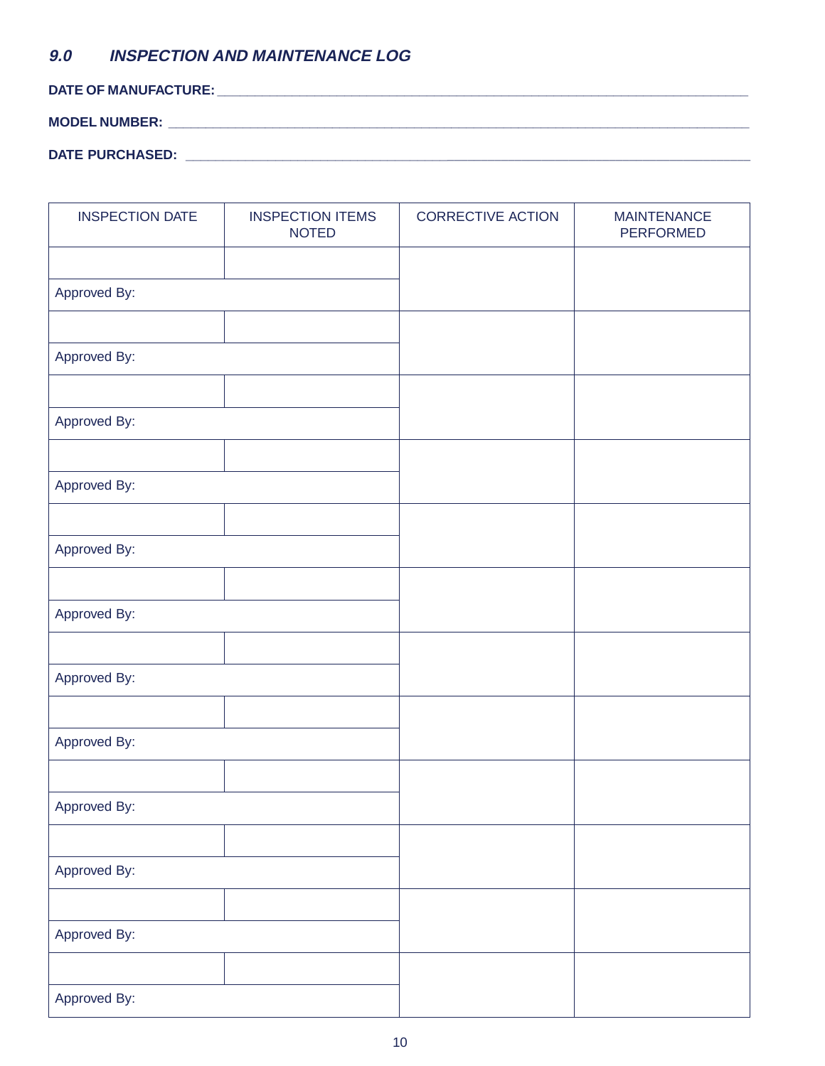## *9.0 INSPECTION AND MAINTENANCE LOG*

**DATE OF MANUFACTURE:** ____________________________________________

**MODEL NUMBER:** ____________________________________________

**DATE PURCHASED:** ____________________________________________

| INSPECTION DATE | INSPECTION ITEMS NOTED | CORRECTIVE ACTION | MAINTENANCE PERFORMED |
|---|---|---|---|
| | | | |
| Approved By: | | | |
| | | | |
| Approved By: | | | |
| | | | |
| Approved By: | | | |
| | | | |
| Approved By: | | | |
| | | | |
| Approved By: | | | |
| | | | |
| Approved By: | | | |
| | | | |
| Approved By: | | | |
| | | | |
| Approved By: | | | |
| | | | |
| Approved By: | | | |
| | | | |
| Approved By: | | | |
| | | | |
| Approved By: | | | |
| | | | |
| Approved By: | | | |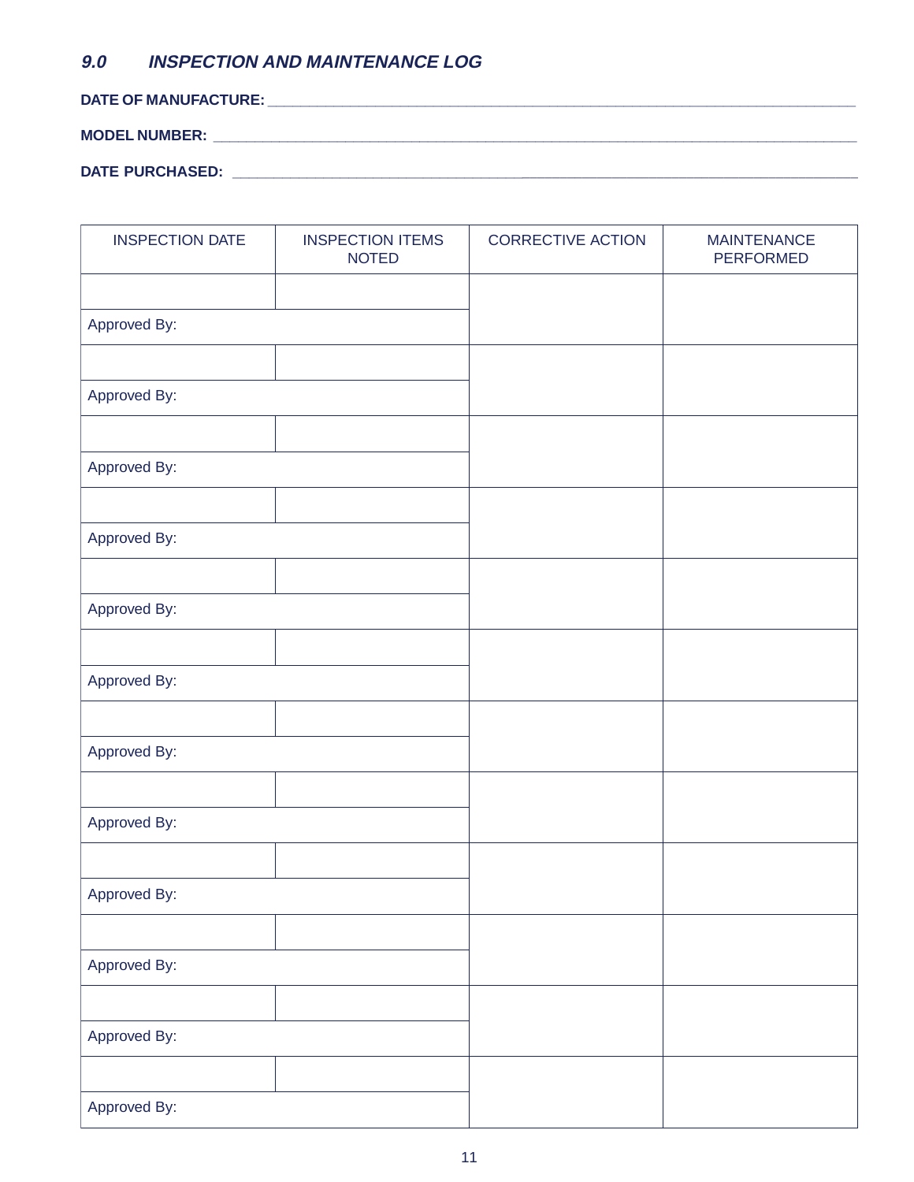### *9.0 INSPECTION AND MAINTENANCE LOG*

**DATE OF MANUFACTURE:** ______________________________________________

**MODEL NUMBER:** ______________________________________________

**DATE PURCHASED:** ______________________________________________

| INSPECTION DATE | INSPECTION ITEMS NOTED | CORRECTIVE ACTION | MAINTENANCE PERFORMED |
|---|---|---|---|
| | | | |
| Approved By: | | | |
| | | | |
| Approved By: | | | |
| | | | |
| Approved By: | | | |
| | | | |
| Approved By: | | | |
| | | | |
| Approved By: | | | |
| | | | |
| Approved By: | | | |
| | | | |
| Approved By: | | | |
| | | | |
| Approved By: | | | |
| | | | |
| Approved By: | | | |
| | | | |
| Approved By: | | | |
| | | | |
| Approved By: | | | |
| | | | |
| Approved By: | | | |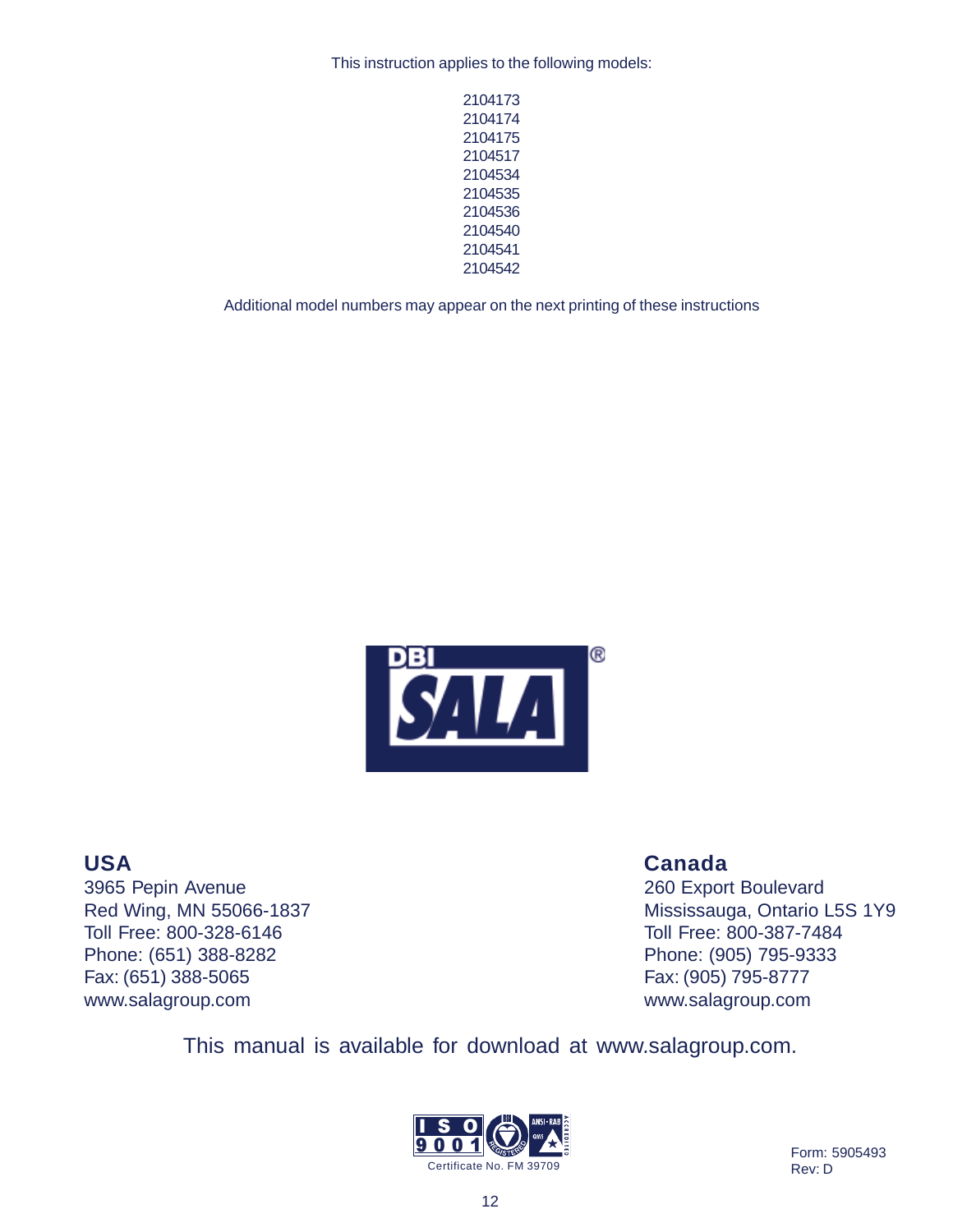This instruction applies to the following models:

2104173
2104174
2104175
2104517
2104534
2104535
2104536
2104540
2104541
2104542

Additional model numbers may appear on the next printing of these instructions

DBI SALA®

## USA

3965 Pepin Avenue
Red Wing, MN 55066-1837
Toll Free: 800-328-6146
Phone: (651) 388-8282
Fax: (651) 388-5065
www.salagroup.com

## Canada

260 Export Boulevard
Mississauga, Ontario L5S 1Y9
Toll Free: 800-387-7484
Phone: (905) 795-9333
Fax: (905) 795-8777
www.salagroup.com

This manual is available for download at www.salagroup.com.

ISO 9001
Certificate No. FM 39709

Form: 5905493
Rev: D